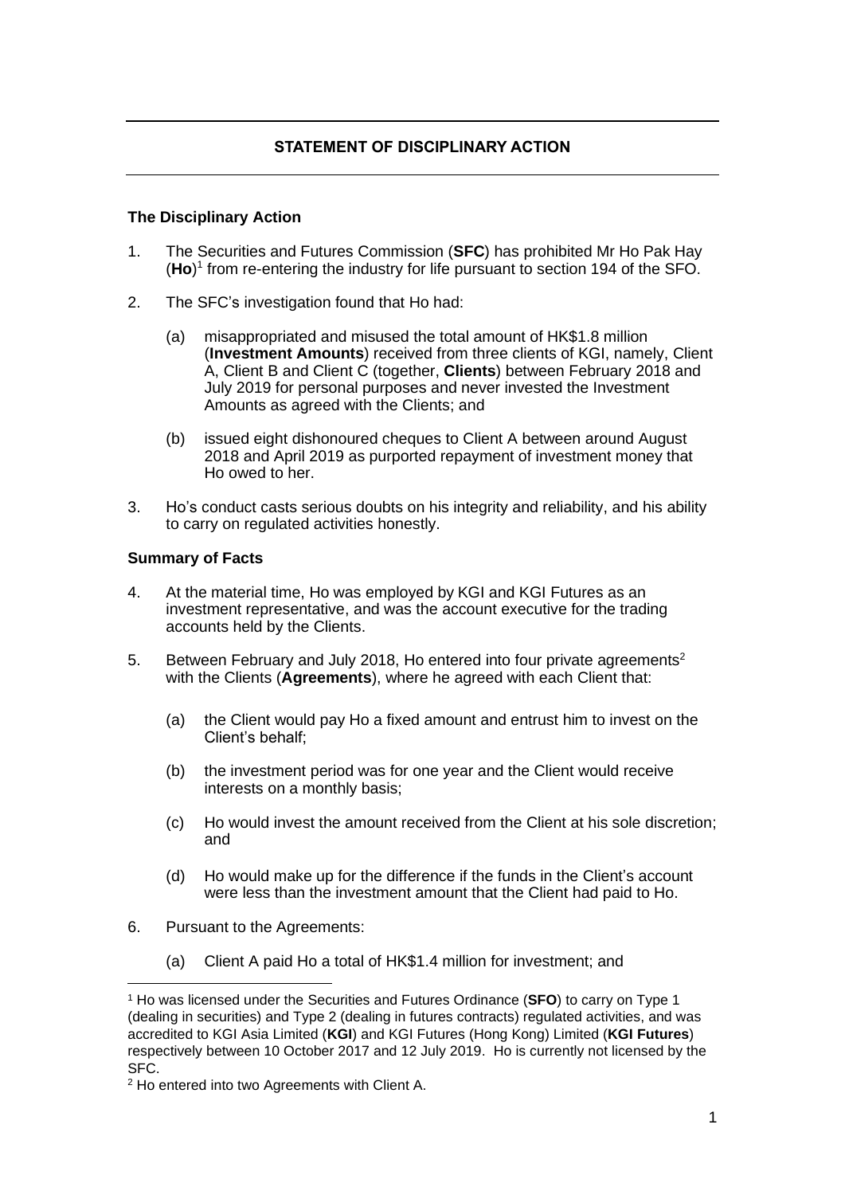## STATEMENT OF DISCIPLINARY ACTION

### The Disciplinary Action

1. The Securities and Futures Commission (**SFC**) has prohibited Mr Ho Pak Hay (**Ho**)[1] from re-entering the industry for life pursuant to section 194 of the SFO.

2. The SFC's investigation found that Ho had:

   (a) misappropriated and misused the total amount of HK$1.8 million (**Investment Amounts**) received from three clients of KGI, namely, Client A, Client B and Client C (together, **Clients**) between February 2018 and July 2019 for personal purposes and never invested the Investment Amounts as agreed with the Clients; and

   (b) issued eight dishonoured cheques to Client A between around August 2018 and April 2019 as purported repayment of investment money that Ho owed to her.

3. Ho's conduct casts serious doubts on his integrity and reliability, and his ability to carry on regulated activities honestly.

### Summary of Facts

4. At the material time, Ho was employed by KGI and KGI Futures as an investment representative, and was the account executive for the trading accounts held by the Clients.

5. Between February and July 2018, Ho entered into four private agreements[2] with the Clients (**Agreements**), where he agreed with each Client that:

   (a) the Client would pay Ho a fixed amount and entrust him to invest on the Client's behalf;

   (b) the investment period was for one year and the Client would receive interests on a monthly basis;

   (c) Ho would invest the amount received from the Client at his sole discretion; and

   (d) Ho would make up for the difference if the funds in the Client's account were less than the investment amount that the Client had paid to Ho.

6. Pursuant to the Agreements:

   (a) Client A paid Ho a total of HK$1.4 million for investment; and

---

[1] Ho was licensed under the Securities and Futures Ordinance (**SFO**) to carry on Type 1 (dealing in securities) and Type 2 (dealing in futures contracts) regulated activities, and was accredited to KGI Asia Limited (**KGI**) and KGI Futures (Hong Kong) Limited (**KGI Futures**) respectively between 10 October 2017 and 12 July 2019. Ho is currently not licensed by the SFC.

[2] Ho entered into two Agreements with Client A.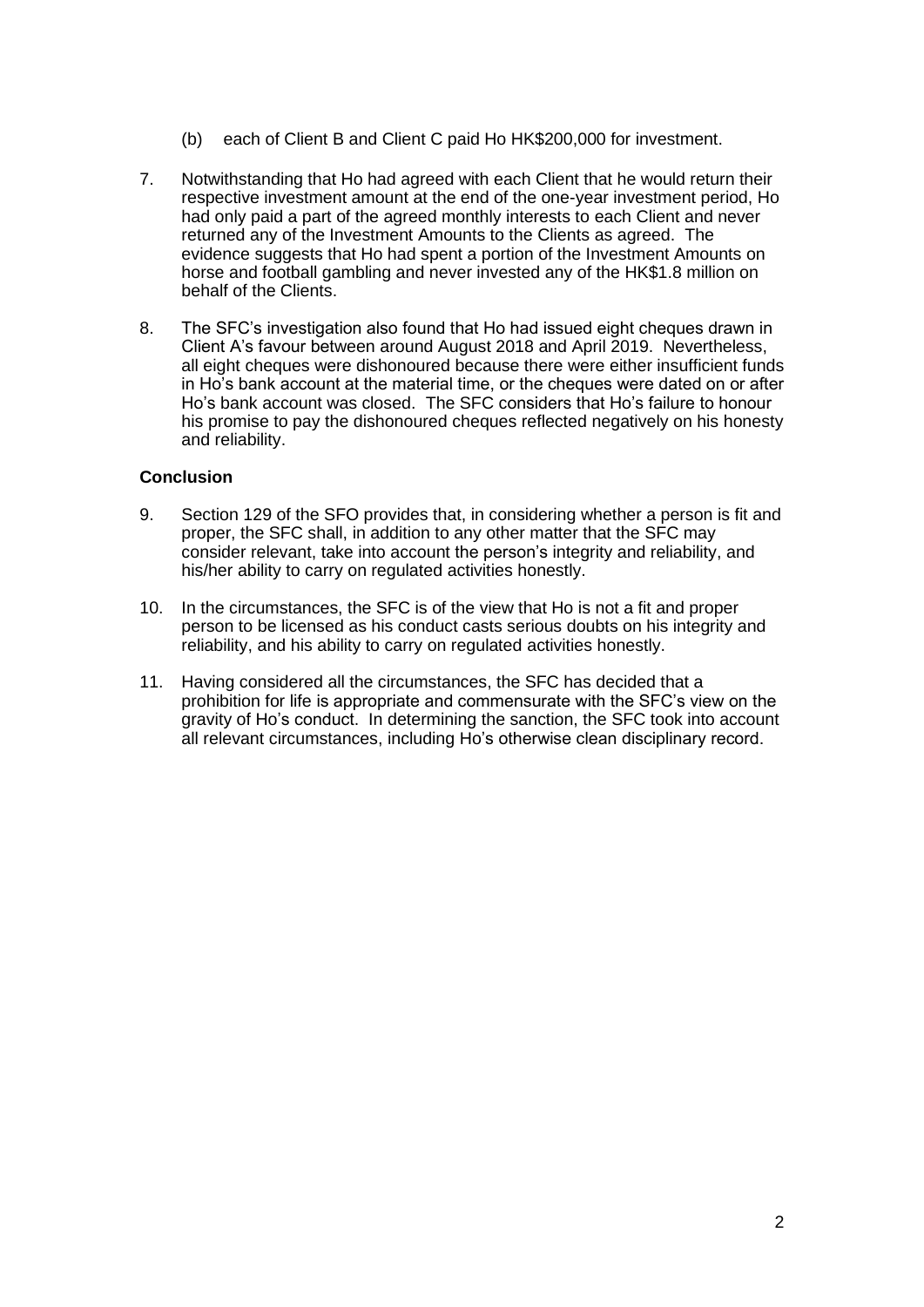(b) each of Client B and Client C paid Ho HK$200,000 for investment.

7. Notwithstanding that Ho had agreed with each Client that he would return their respective investment amount at the end of the one-year investment period, Ho had only paid a part of the agreed monthly interests to each Client and never returned any of the Investment Amounts to the Clients as agreed. The evidence suggests that Ho had spent a portion of the Investment Amounts on horse and football gambling and never invested any of the HK$1.8 million on behalf of the Clients.

8. The SFC's investigation also found that Ho had issued eight cheques drawn in Client A's favour between around August 2018 and April 2019. Nevertheless, all eight cheques were dishonoured because there were either insufficient funds in Ho's bank account at the material time, or the cheques were dated on or after Ho's bank account was closed. The SFC considers that Ho's failure to honour his promise to pay the dishonoured cheques reflected negatively on his honesty and reliability.

**Conclusion**

9. Section 129 of the SFO provides that, in considering whether a person is fit and proper, the SFC shall, in addition to any other matter that the SFC may consider relevant, take into account the person's integrity and reliability, and his/her ability to carry on regulated activities honestly.

10. In the circumstances, the SFC is of the view that Ho is not a fit and proper person to be licensed as his conduct casts serious doubts on his integrity and reliability, and his ability to carry on regulated activities honestly.

11. Having considered all the circumstances, the SFC has decided that a prohibition for life is appropriate and commensurate with the SFC's view on the gravity of Ho's conduct. In determining the sanction, the SFC took into account all relevant circumstances, including Ho's otherwise clean disciplinary record.